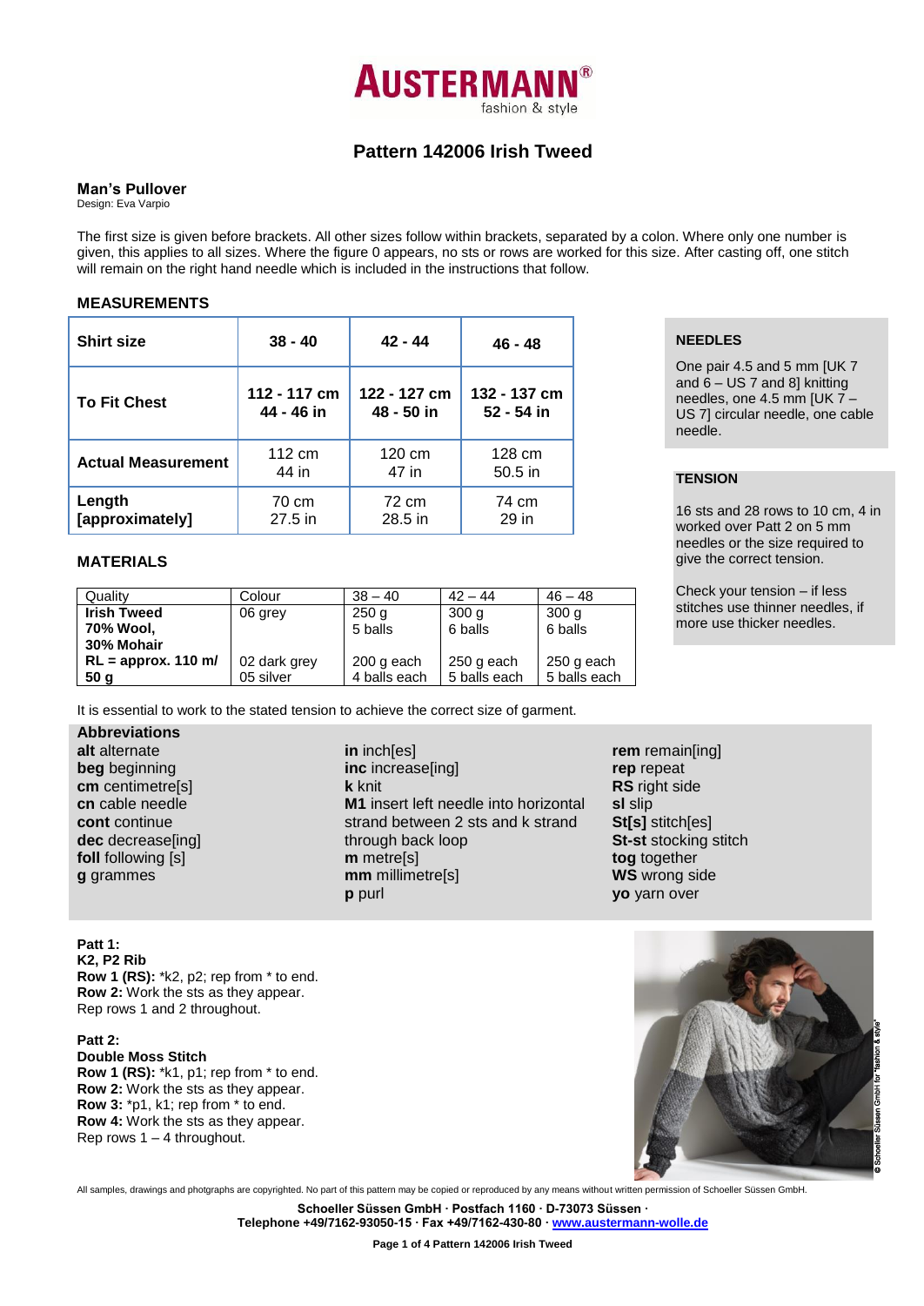# AUSTERMANN® fashion & style

## Pattern 142006 Irish Tweed

### Man's Pullover

Design: Eva Varpio

The first size is given before brackets. All other sizes follow within brackets, separated by a colon. Where only one number is given, this applies to all sizes. Where the figure 0 appears, no sts or rows are worked for this size. After casting off, one stitch will remain on the right hand needle which is included in the instructions that follow.

### MEASUREMENTS

| Shirt size | 38 - 40 | 42 - 44 | 46 - 48 |
|---|---|---|---|
| To Fit Chest | 112 - 117 cm<br>44 - 46 in | 122 - 127 cm<br>48 - 50 in | 132 - 137 cm<br>52 - 54 in |
| Actual Measurement | 112 cm<br>44 in | 120 cm<br>47 in | 128 cm<br>50.5 in |
| Length [approximately] | 70 cm<br>27.5 in | 72 cm<br>28.5 in | 74 cm<br>29 in |

### NEEDLES

One pair 4.5 and 5 mm [UK 7 and 6 – US 7 and 8] knitting needles, one 4.5 mm [UK 7 – US 7] circular needle, one cable needle.

### TENSION

16 sts and 28 rows to 10 cm, 4 in worked over Patt 2 on 5 mm needles or the size required to give the correct tension.

Check your tension – if less stitches use thinner needles, if more use thicker needles.

### MATERIALS

| Quality | Colour | 38 – 40 | 42 – 44 | 46 – 48 |
|---|---|---|---|---|
| **Irish Tweed 70% Wool, 30% Mohair** | 06 grey | 250 g<br>5 balls | 300 g<br>6 balls | 300 g<br>6 balls |
| **RL = approx. 110 m/ 50 g** | 02 dark grey<br>05 silver | 200 g each<br>4 balls each | 250 g each<br>5 balls each | 250 g each<br>5 balls each |

It is essential to work to the stated tension to achieve the correct size of garment.

### Abbreviations

**alt** alternate
**beg** beginning
**cm** centimetre[s]
**cn** cable needle
**cont** continue
**dec** decrease[ing]
**foll** following [s]
**g** grammes
**in** inch[es]
**inc** increase[ing]
**k** knit
**M1** insert left needle into horizontal strand between 2 sts and k strand through back loop
**m** metre[s]
**mm** millimetre[s]
**p** purl
**rem** remain[ing]
**rep** repeat
**RS** right side
**sl** slip
**St[s]** stitch[es]
**St-st** stocking stitch
**tog** together
**WS** wrong side
**yo** yarn over

**Patt 1:**
**K2, P2 Rib**
**Row 1 (RS):** *k2, p2; rep from * to end.
**Row 2:** Work the sts as they appear.
Rep rows 1 and 2 throughout.

**Patt 2:**
**Double Moss Stitch**
**Row 1 (RS):** *k1, p1; rep from * to end.
**Row 2:** Work the sts as they appear.
**Row 3:** *p1, k1; rep from * to end.
**Row 4:** Work the sts as they appear.
Rep rows 1 – 4 throughout.

© Schoeller Süssen GmbH for "fashion & style"

All samples, drawings and photgraphs are copyrighted. No part of this pattern may be copied or reproduced by any means without written permission of Schoeller Süssen GmbH.

**Schoeller Süssen GmbH · Postfach 1160 · D-73073 Süssen ·**
**Telephone +49/7162-93050-15 · Fax +49/7162-430-80 · www.austermann-wolle.de**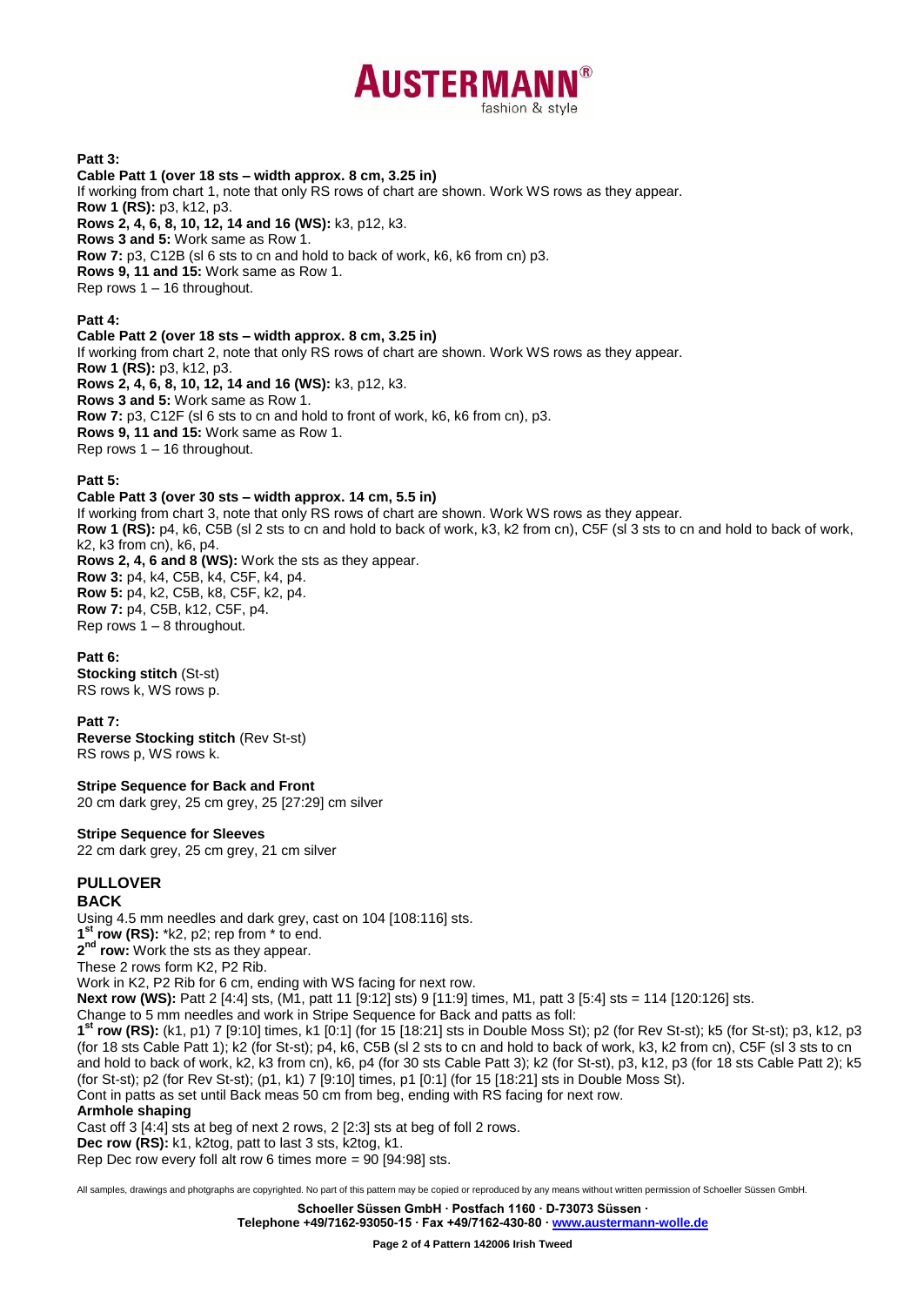**Patt 3:**

**Cable Patt 1 (over 18 sts – width approx. 8 cm, 3.25 in)**

If working from chart 1, note that only RS rows of chart are shown. Work WS rows as they appear.

**Row 1 (RS):** p3, k12, p3.

**Rows 2, 4, 6, 8, 10, 12, 14 and 16 (WS):** k3, p12, k3.

**Rows 3 and 5:** Work same as Row 1.

**Row 7:** p3, C12B (sl 6 sts to cn and hold to back of work, k6, k6 from cn) p3.

**Rows 9, 11 and 15:** Work same as Row 1.

Rep rows 1 – 16 throughout.

**Patt 4:**

**Cable Patt 2 (over 18 sts – width approx. 8 cm, 3.25 in)**

If working from chart 2, note that only RS rows of chart are shown. Work WS rows as they appear.

**Row 1 (RS):** p3, k12, p3.

**Rows 2, 4, 6, 8, 10, 12, 14 and 16 (WS):** k3, p12, k3.

**Rows 3 and 5:** Work same as Row 1.

**Row 7:** p3, C12F (sl 6 sts to cn and hold to front of work, k6, k6 from cn), p3.

**Rows 9, 11 and 15:** Work same as Row 1.

Rep rows 1 – 16 throughout.

**Patt 5:**

**Cable Patt 3 (over 30 sts – width approx. 14 cm, 5.5 in)**

If working from chart 3, note that only RS rows of chart are shown. Work WS rows as they appear.

**Row 1 (RS):** p4, k6, C5B (sl 2 sts to cn and hold to back of work, k3, k2 from cn), C5F (sl 3 sts to cn and hold to back of work, k2, k3 from cn), k6, p4.

**Rows 2, 4, 6 and 8 (WS):** Work the sts as they appear.

**Row 3:** p4, k4, C5B, k4, C5F, k4, p4.

**Row 5:** p4, k2, C5B, k8, C5F, k2, p4.

**Row 7:** p4, C5B, k12, C5F, p4.

Rep rows 1 – 8 throughout.

**Patt 6:**

**Stocking stitch** (St-st)

RS rows k, WS rows p.

**Patt 7:**

**Reverse Stocking stitch** (Rev St-st)

RS rows p, WS rows k.

**Stripe Sequence for Back and Front**

20 cm dark grey, 25 cm grey, 25 [27:29] cm silver

**Stripe Sequence for Sleeves**

22 cm dark grey, 25 cm grey, 21 cm silver

## PULLOVER

### BACK

Using 4.5 mm needles and dark grey, cast on 104 [108:116] sts.

**1st row (RS):** *k2, p2; rep from * to end.

**2nd row:** Work the sts as they appear.

These 2 rows form K2, P2 Rib.

Work in K2, P2 Rib for 6 cm, ending with WS facing for next row.

**Next row (WS):** Patt 2 [4:4] sts, (M1, patt 11 [9:12] sts) 9 [11:9] times, M1, patt 3 [5:4] sts = 114 [120:126] sts.

Change to 5 mm needles and work in Stripe Sequence for Back and patts as foll:

**1st row (RS):** (k1, p1) 7 [9:10] times, k1 [0:1] (for 15 [18:21] sts in Double Moss St); p2 (for Rev St-st); k5 (for St-st); p3, k12, p3 (for 18 sts Cable Patt 1); k2 (for St-st); p4, k6, C5B (sl 2 sts to cn and hold to back of work, k3, k2 from cn), C5F (sl 3 sts to cn and hold to back of work, k2, k3 from cn), k6, p4 (for 30 sts Cable Patt 3); k2 (for St-st), p3, k12, p3 (for 18 sts Cable Patt 2); k5 (for St-st); p2 (for Rev St-st); (p1, k1) 7 [9:10] times, p1 [0:1] (for 15 [18:21] sts in Double Moss St).

Cont in patts as set until Back meas 50 cm from beg, ending with RS facing for next row.

**Armhole shaping**

Cast off 3 [4:4] sts at beg of next 2 rows, 2 [2:3] sts at beg of foll 2 rows.

**Dec row (RS):** k1, k2tog, patt to last 3 sts, k2tog, k1.

Rep Dec row every foll alt row 6 times more = 90 [94:98] sts.

All samples, drawings and photgraphs are copyrighted. No part of this pattern may be copied or reproduced by any means without written permission of Schoeller Süssen GmbH.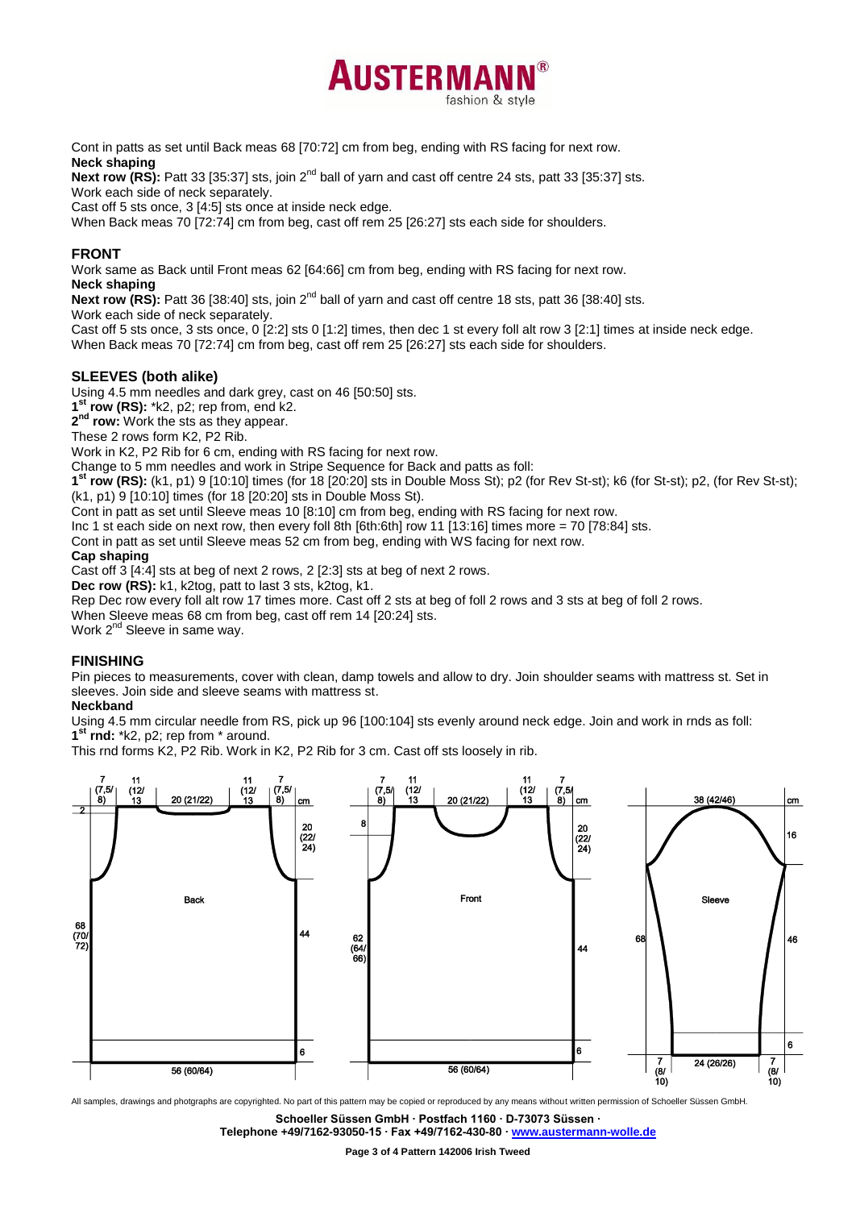Cont in patts as set until Back meas 68 [70:72] cm from beg, ending with RS facing for next row.

**Neck shaping**

**Next row (RS):** Patt 33 [35:37] sts, join 2nd ball of yarn and cast off centre 24 sts, patt 33 [35:37] sts.
Work each side of neck separately.
Cast off 5 sts once, 3 [4:5] sts once at inside neck edge.
When Back meas 70 [72:74] cm from beg, cast off rem 25 [26:27] sts each side for shoulders.

## FRONT

Work same as Back until Front meas 62 [64:66] cm from beg, ending with RS facing for next row.

**Neck shaping**

**Next row (RS):** Patt 36 [38:40] sts, join 2nd ball of yarn and cast off centre 18 sts, patt 36 [38:40] sts.
Work each side of neck separately.
Cast off 5 sts once, 3 sts once, 0 [2:2] sts 0 [1:2] times, then dec 1 st every foll alt row 3 [2:1] times at inside neck edge.
When Back meas 70 [72:74] cm from beg, cast off rem 25 [26:27] sts each side for shoulders.

## SLEEVES (both alike)

Using 4.5 mm needles and dark grey, cast on 46 [50:50] sts.
**1st row (RS):** *k2, p2; rep from, end k2.
**2nd row:** Work the sts as they appear.
These 2 rows form K2, P2 Rib.
Work in K2, P2 Rib for 6 cm, ending with RS facing for next row.
Change to 5 mm needles and work in Stripe Sequence for Back and patts as foll:
**1st row (RS):** (k1, p1) 9 [10:10] times (for 18 [20:20] sts in Double Moss St); p2 (for Rev St-st); k6 (for St-st); p2, (for Rev St-st); (k1, p1) 9 [10:10] times (for 18 [20:20] sts in Double Moss St).
Cont in patt as set until Sleeve meas 10 [8:10] cm from beg, ending with RS facing for next row.
Inc 1 st each side on next row, then every foll 8th [6th:6th] row 11 [13:16] times more = 70 [78:84] sts.
Cont in patt as set until Sleeve meas 52 cm from beg, ending with WS facing for next row.

**Cap shaping**

Cast off 3 [4:4] sts at beg of next 2 rows, 2 [2:3] sts at beg of next 2 rows.
**Dec row (RS):** k1, k2tog, patt to last 3 sts, k2tog, k1.
Rep Dec row every foll alt row 17 times more. Cast off 2 sts at beg of foll 2 rows and 3 sts at beg of foll 2 rows.
When Sleeve meas 68 cm from beg, cast off rem 14 [20:24] sts.
Work 2nd Sleeve in same way.

## FINISHING

Pin pieces to measurements, cover with clean, damp towels and allow to dry. Join shoulder seams with mattress st. Set in sleeves. Join side and sleeve seams with mattress st.

**Neckband**

Using 4.5 mm circular needle from RS, pick up 96 [100:104] sts evenly around neck edge. Join and work in rnds as foll:
**1st rnd:** *k2, p2; rep from * around.
This rnd forms K2, P2 Rib. Work in K2, P2 Rib for 3 cm. Cast off sts loosely in rib.

All samples, drawings and photgraphs are copyrighted. No part of this pattern may be copied or reproduced by any means without written permission of Schoeller Süssen GmbH.

**Schoeller Süssen GmbH · Postfach 1160 · D-73073 Süssen ·**
**Telephone +49/7162-93050-15 · Fax +49/7162-430-80 · www.austermann-wolle.de**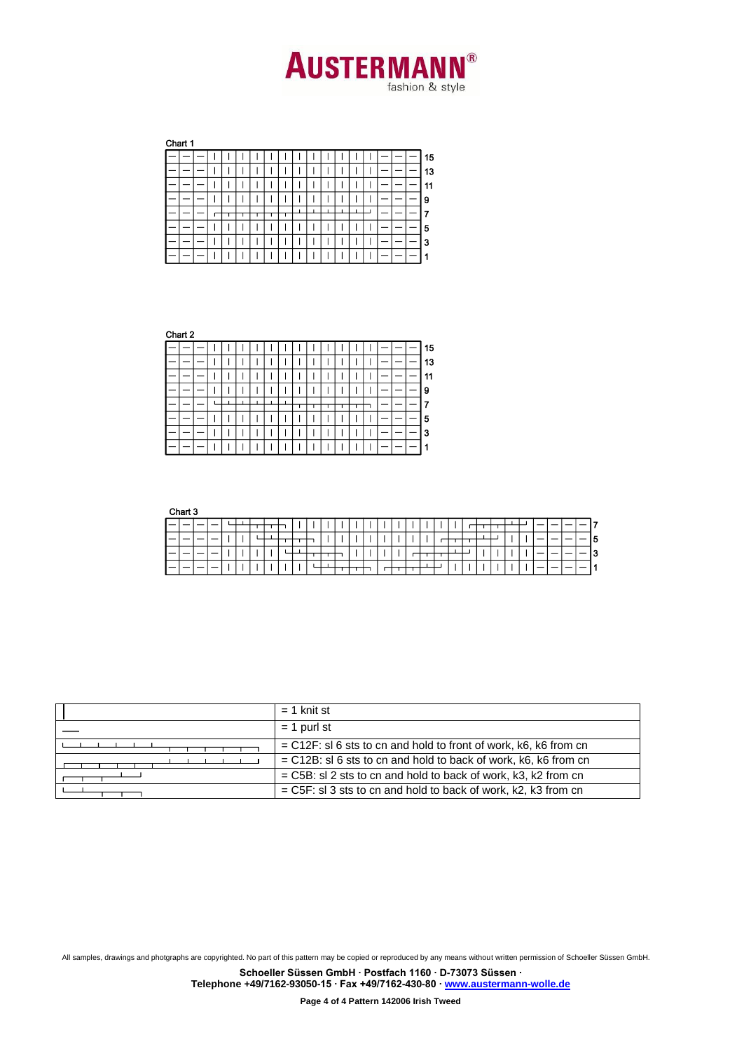# AUSTERMANN®

fashion & style

Chart 1

15
13
11
9
7
5
3
1

Chart 2

15
13
11
9
7
5
3
1

Chart 3

7
5
3
1

| | |
|---|---|
| | = 1 knit st |
| | = 1 purl st |
| | = C12F: sl 6 sts to cn and hold to front of work, k6, k6 from cn |
| | = C12B: sl 6 sts to cn and hold to back of work, k6, k6 from cn |
| | = C5B: sl 2 sts to cn and hold to back of work, k3, k2 from cn |
| | = C5F: sl 3 sts to cn and hold to back of work, k2, k3 from cn |